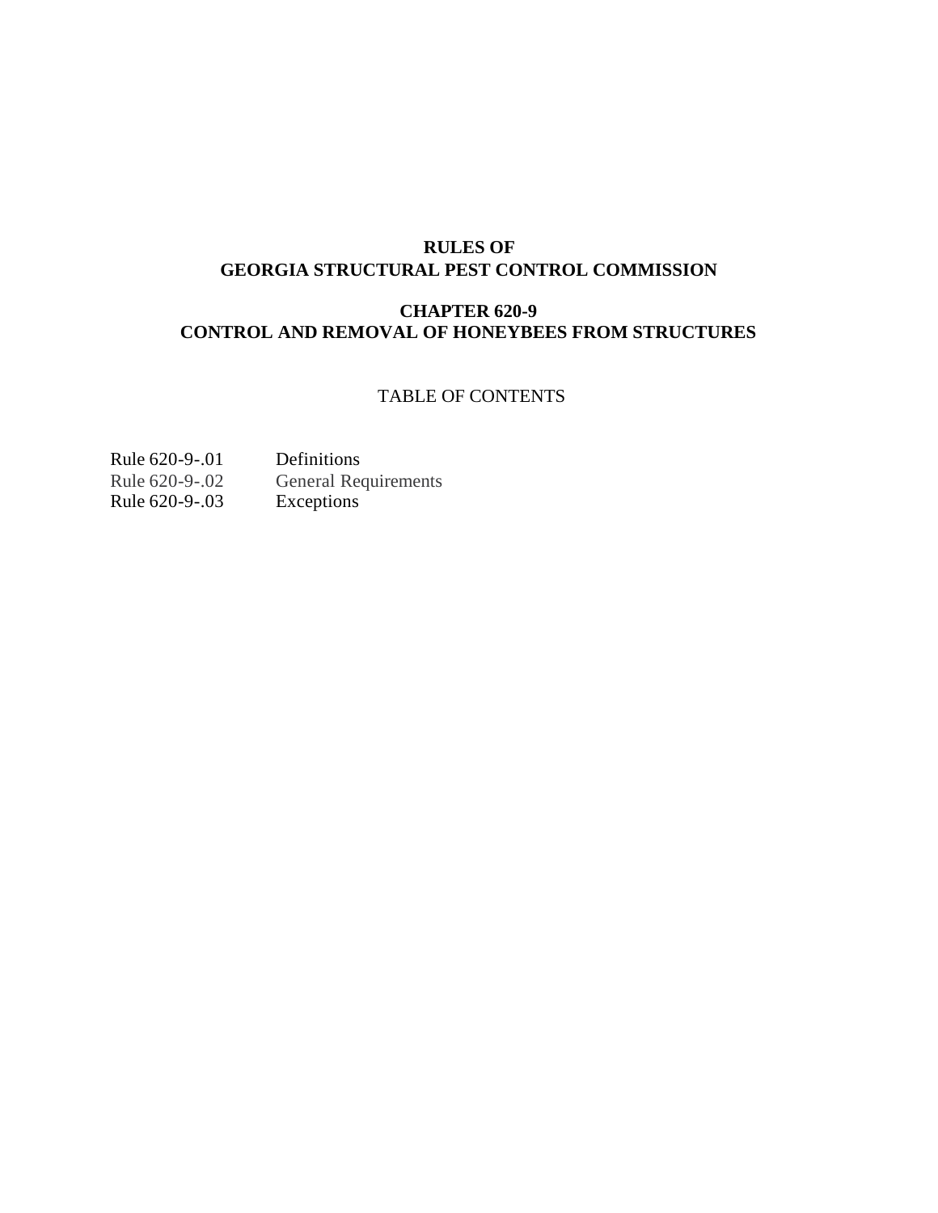# RULES OF
# GEORGIA STRUCTURAL PEST CONTROL COMMISSION

## CHAPTER 620-9
## CONTROL AND REMOVAL OF HONEYBEES FROM STRUCTURES

TABLE OF CONTENTS

| | |
|---|---|
| Rule 620-9-.01 | Definitions |
| Rule 620-9-.02 | General Requirements |
| Rule 620-9-.03 | Exceptions |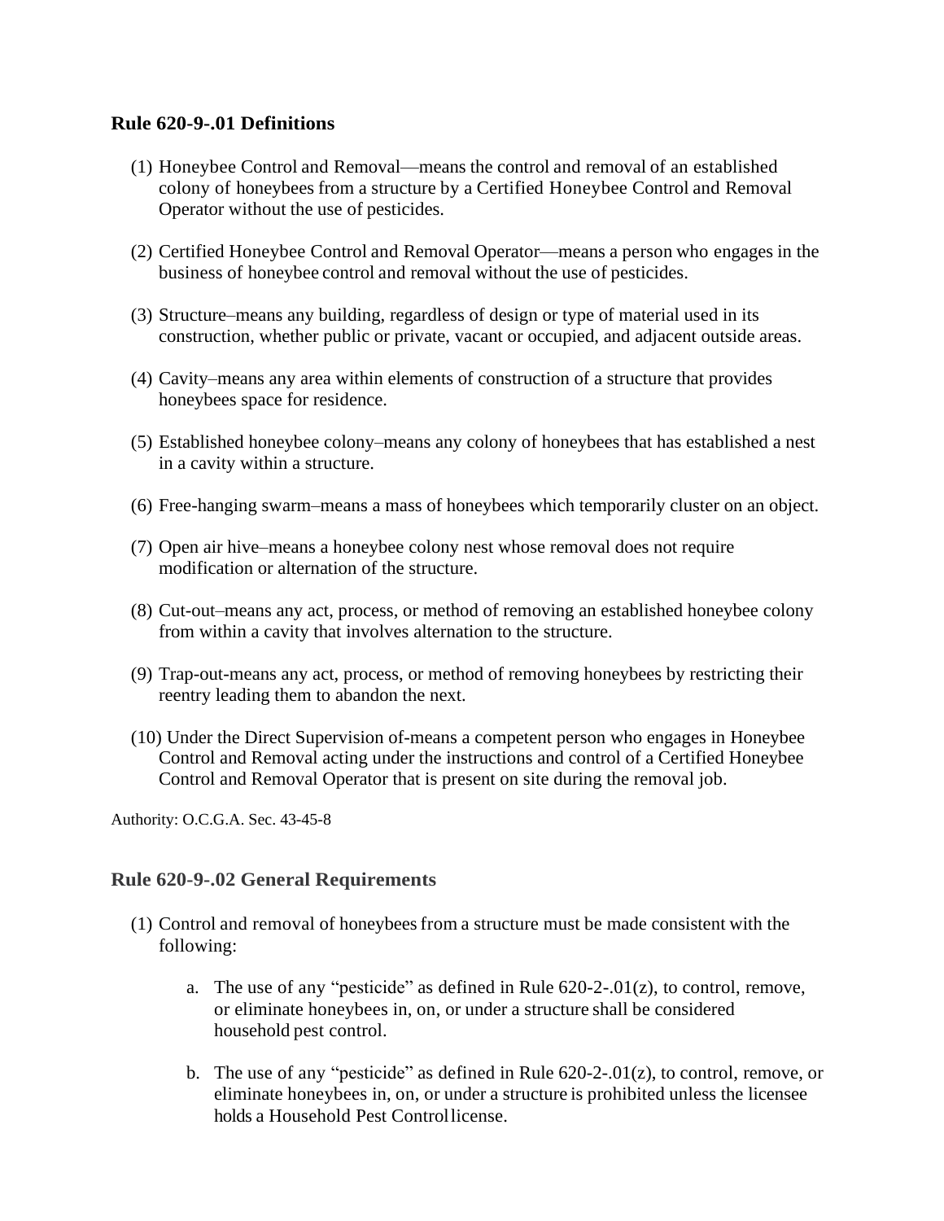## Rule 620-9-.01 Definitions

(1) Honeybee Control and Removal—means the control and removal of an established colony of honeybees from a structure by a Certified Honeybee Control and Removal Operator without the use of pesticides.

(2) Certified Honeybee Control and Removal Operator—means a person who engages in the business of honeybee control and removal without the use of pesticides.

(3) Structure–means any building, regardless of design or type of material used in its construction, whether public or private, vacant or occupied, and adjacent outside areas.

(4) Cavity–means any area within elements of construction of a structure that provides honeybees space for residence.

(5) Established honeybee colony–means any colony of honeybees that has established a nest in a cavity within a structure.

(6) Free-hanging swarm–means a mass of honeybees which temporarily cluster on an object.

(7) Open air hive–means a honeybee colony nest whose removal does not require modification or alternation of the structure.

(8) Cut-out–means any act, process, or method of removing an established honeybee colony from within a cavity that involves alternation to the structure.

(9) Trap-out-means any act, process, or method of removing honeybees by restricting their reentry leading them to abandon the next.

(10) Under the Direct Supervision of-means a competent person who engages in Honeybee Control and Removal acting under the instructions and control of a Certified Honeybee Control and Removal Operator that is present on site during the removal job.

Authority: O.C.G.A. Sec. 43-45-8

## Rule 620-9-.02 General Requirements

(1) Control and removal of honeybees from a structure must be made consistent with the following:

a. The use of any "pesticide" as defined in Rule 620-2-.01(z), to control, remove, or eliminate honeybees in, on, or under a structure shall be considered household pest control.

b. The use of any "pesticide" as defined in Rule 620-2-.01(z), to control, remove, or eliminate honeybees in, on, or under a structure is prohibited unless the licensee holds a Household Pest Control license.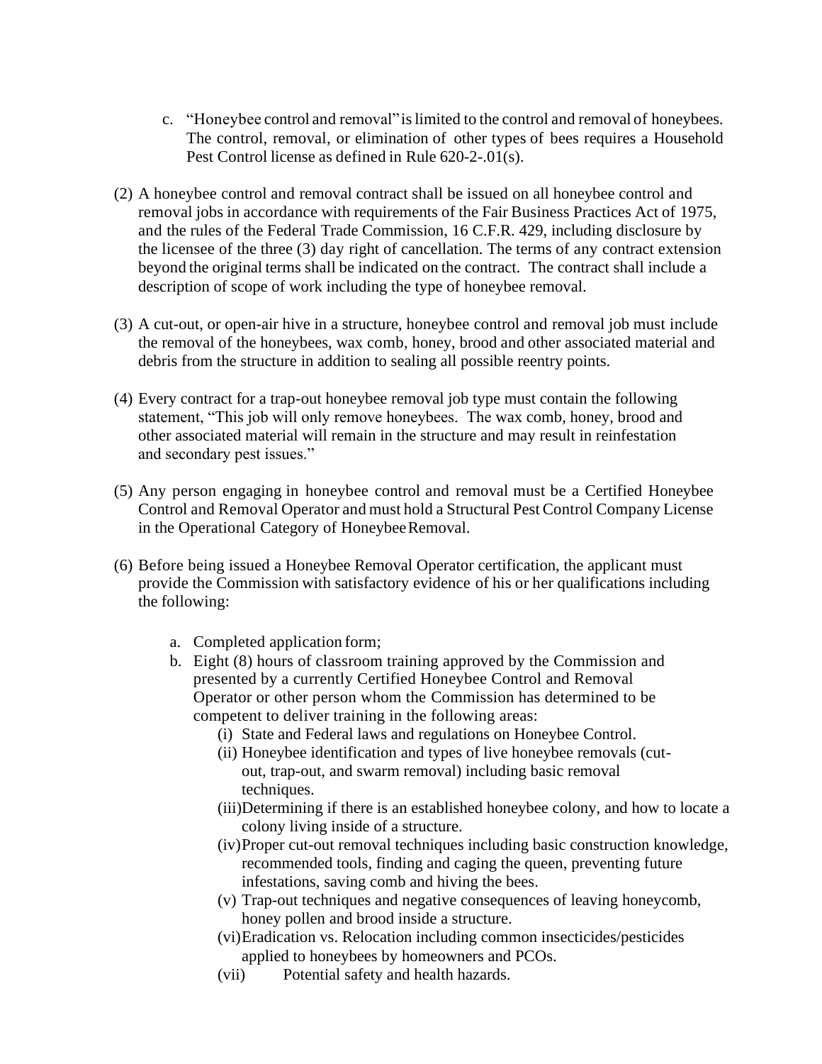c. "Honeybee control and removal" is limited to the control and removal of honeybees. The control, removal, or elimination of other types of bees requires a Household Pest Control license as defined in Rule 620-2-.01(s).

(2) A honeybee control and removal contract shall be issued on all honeybee control and removal jobs in accordance with requirements of the Fair Business Practices Act of 1975, and the rules of the Federal Trade Commission, 16 C.F.R. 429, including disclosure by the licensee of the three (3) day right of cancellation. The terms of any contract extension beyond the original terms shall be indicated on the contract. The contract shall include a description of scope of work including the type of honeybee removal.

(3) A cut-out, or open-air hive in a structure, honeybee control and removal job must include the removal of the honeybees, wax comb, honey, brood and other associated material and debris from the structure in addition to sealing all possible reentry points.

(4) Every contract for a trap-out honeybee removal job type must contain the following statement, "This job will only remove honeybees. The wax comb, honey, brood and other associated material will remain in the structure and may result in reinfestation and secondary pest issues."

(5) Any person engaging in honeybee control and removal must be a Certified Honeybee Control and Removal Operator and must hold a Structural Pest Control Company License in the Operational Category of Honeybee Removal.

(6) Before being issued a Honeybee Removal Operator certification, the applicant must provide the Commission with satisfactory evidence of his or her qualifications including the following:

   a. Completed application form;
   b. Eight (8) hours of classroom training approved by the Commission and presented by a currently Certified Honeybee Control and Removal Operator or other person whom the Commission has determined to be competent to deliver training in the following areas:
      (i) State and Federal laws and regulations on Honeybee Control.
      (ii) Honeybee identification and types of live honeybee removals (cut-out, trap-out, and swarm removal) including basic removal techniques.
      (iii) Determining if there is an established honeybee colony, and how to locate a colony living inside of a structure.
      (iv) Proper cut-out removal techniques including basic construction knowledge, recommended tools, finding and caging the queen, preventing future infestations, saving comb and hiving the bees.
      (v) Trap-out techniques and negative consequences of leaving honeycomb, honey pollen and brood inside a structure.
      (vi) Eradication vs. Relocation including common insecticides/pesticides applied to honeybees by homeowners and PCOs.
      (vii) Potential safety and health hazards.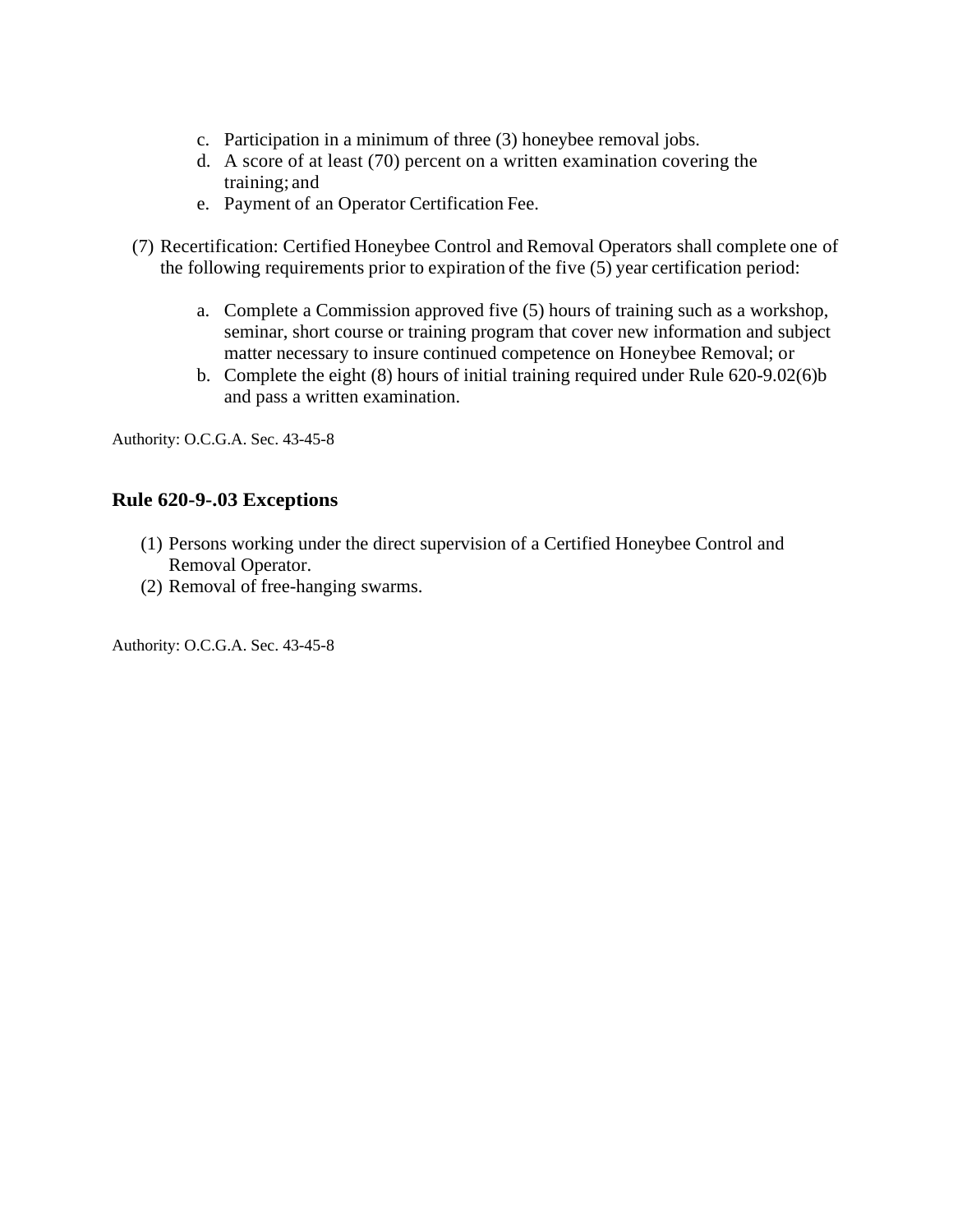c. Participation in a minimum of three (3) honeybee removal jobs.
d. A score of at least (70) percent on a written examination covering the training; and
e. Payment of an Operator Certification Fee.

(7) Recertification: Certified Honeybee Control and Removal Operators shall complete one of the following requirements prior to expiration of the five (5) year certification period:

a. Complete a Commission approved five (5) hours of training such as a workshop, seminar, short course or training program that cover new information and subject matter necessary to insure continued competence on Honeybee Removal; or
b. Complete the eight (8) hours of initial training required under Rule 620-9.02(6)b and pass a written examination.

Authority: O.C.G.A. Sec. 43-45-8

### Rule 620-9-.03 Exceptions

(1) Persons working under the direct supervision of a Certified Honeybee Control and Removal Operator.
(2) Removal of free-hanging swarms.

Authority: O.C.G.A. Sec. 43-45-8